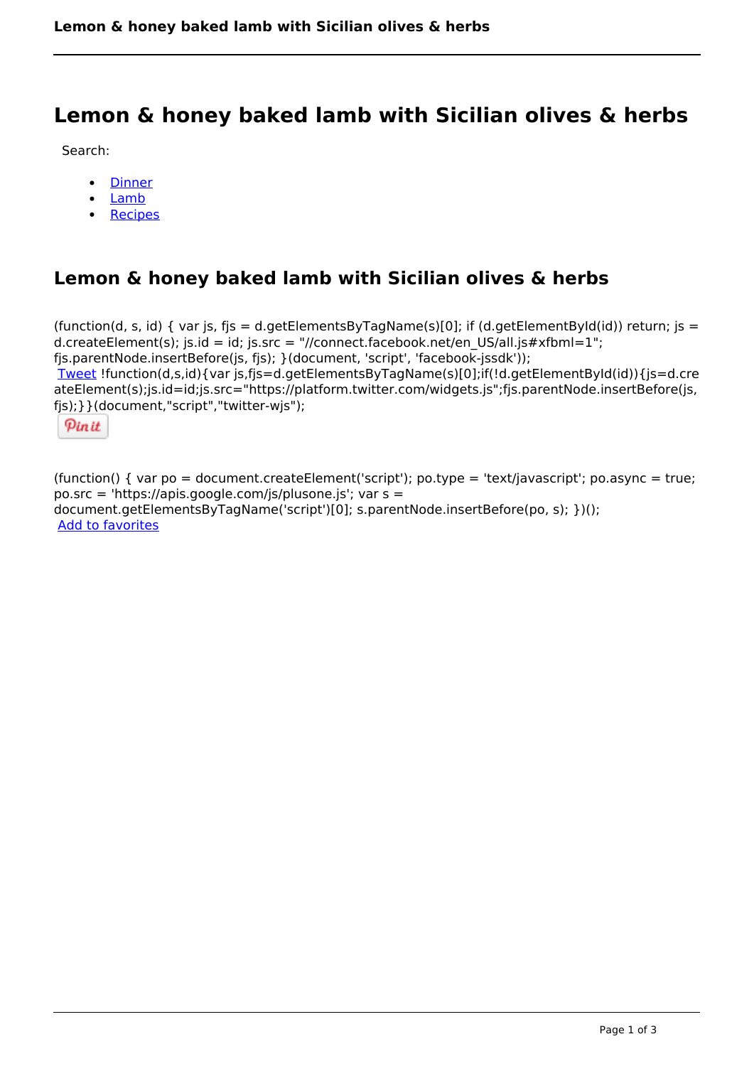# Lemon & honey baked lamb with Sicilian olives & herbs

Search:

- Dinner
- Lamb
- Recipes

## Lemon & honey baked lamb with Sicilian olives & herbs

(function(d, s, id) { var js, fjs = d.getElementsByTagName(s)[0]; if (d.getElementById(id)) return; js = d.createElement(s); js.id = id; js.src = "//connect.facebook.net/en_US/all.js#xfbml=1"; fjs.parentNode.insertBefore(js, fjs); }(document, 'script', 'facebook-jssdk'));
Tweet !function(d,s,id){var js,fjs=d.getElementsByTagName(s)[0];if(!d.getElementById(id)){js=d.createElement(s);js.id=id;js.src="https://platform.twitter.com/widgets.js";fjs.parentNode.insertBefore(js, fjs);}}(document,"script","twitter-wjs");

Pin it

(function() { var po = document.createElement('script'); po.type = 'text/javascript'; po.async = true; po.src = 'https://apis.google.com/js/plusone.js'; var s = document.getElementsByTagName('script')[0]; s.parentNode.insertBefore(po, s); })();
Add to favorites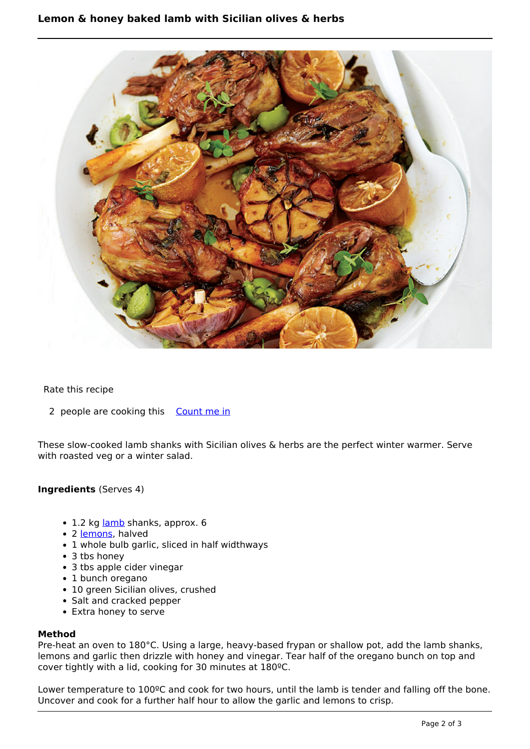Rate this recipe

2 people are cooking this Count me in

These slow-cooked lamb shanks with Sicilian olives & herbs are the perfect winter warmer. Serve with roasted veg or a winter salad.

**Ingredients** (Serves 4)

- 1.2 kg lamb shanks, approx. 6
- 2 lemons, halved
- 1 whole bulb garlic, sliced in half widthways
- 3 tbs honey
- 3 tbs apple cider vinegar
- 1 bunch oregano
- 10 green Sicilian olives, crushed
- Salt and cracked pepper
- Extra honey to serve

**Method**

Pre-heat an oven to 180°C. Using a large, heavy-based frypan or shallow pot, add the lamb shanks, lemons and garlic then drizzle with honey and vinegar. Tear half of the oregano bunch on top and cover tightly with a lid, cooking for 30 minutes at 180ºC.

Lower temperature to 100ºC and cook for two hours, until the lamb is tender and falling off the bone. Uncover and cook for a further half hour to allow the garlic and lemons to crisp.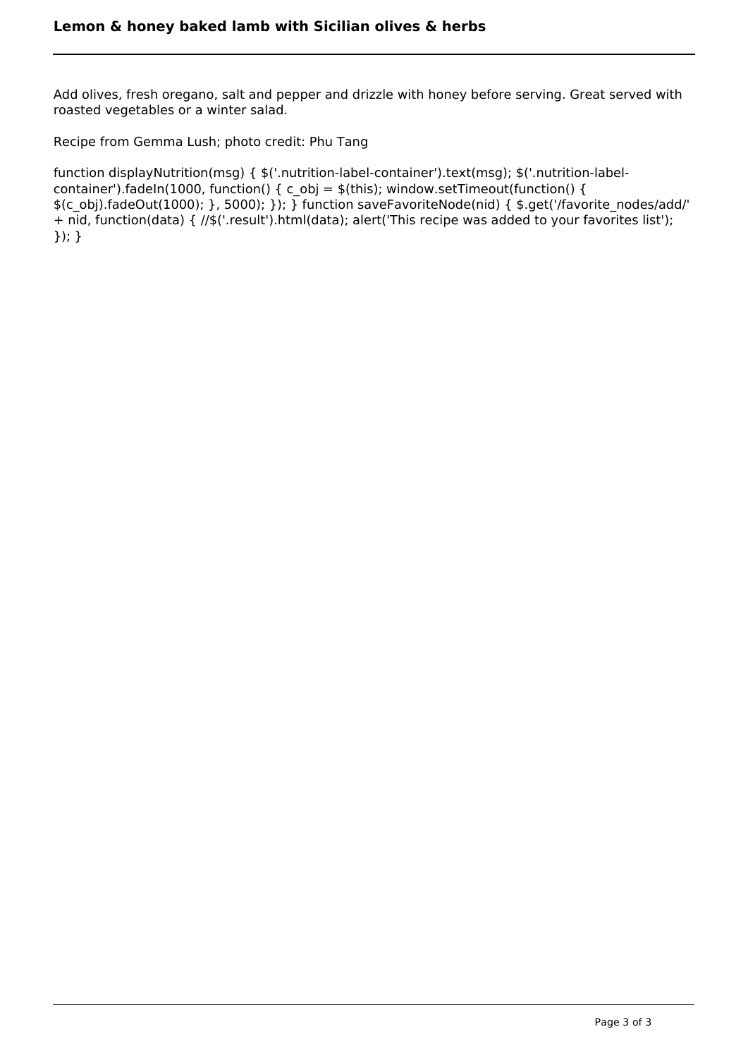Add olives, fresh oregano, salt and pepper and drizzle with honey before serving. Great served with roasted vegetables or a winter salad.

Recipe from Gemma Lush; photo credit: Phu Tang

```
function displayNutrition(msg) { $('.nutrition-label-container').text(msg); $('.nutrition-label-container').fadeIn(1000, function() { c_obj = $(this); window.setTimeout(function() { $(c_obj).fadeOut(1000); }, 5000); }); } function saveFavoriteNode(nid) { $.get('/favorite_nodes/add/' + nid, function(data) { //$('.result').html(data); alert('This recipe was added to your favorites list'); }); }
```